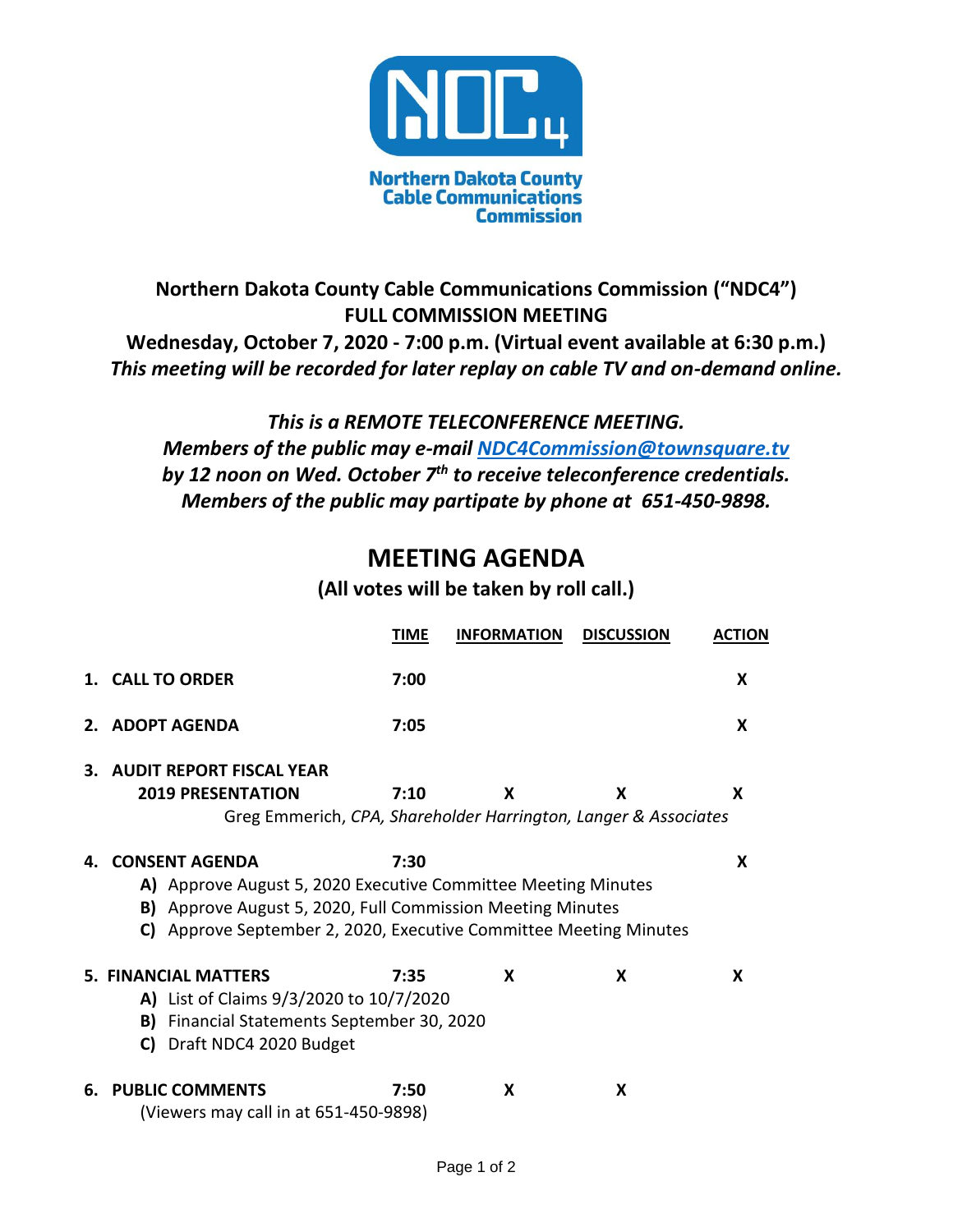**Northern Dakota County Cable Communications Commission**

**Northern Dakota County Cable Communications Commission ("NDC4")**
**FULL COMMISSION MEETING**
**Wednesday, October 7, 2020 - 7:00 p.m. (Virtual event available at 6:30 p.m.)**
***This meeting will be recorded for later replay on cable TV and on-demand online.***

***This is a REMOTE TELECONFERENCE MEETING.***
***Members of the public may e-mail [NDC4Commission@townsquare.tv](mailto:NDC4Commission@townsquare.tv) by 12 noon on Wed. October 7th to receive teleconference credentials.***
***Members of the public may partipate by phone at 651-450-9898.***

# MEETING AGENDA

**(All votes will be taken by roll call.)**

| | TIME | INFORMATION | DISCUSSION | ACTION |
|---|---|---|---|---|
| **1. CALL TO ORDER** | **7:00** | | | **X** |
| **2. ADOPT AGENDA** | **7:05** | | | **X** |
| **3. AUDIT REPORT FISCAL YEAR 2019 PRESENTATION**<br>Greg Emmerich, *CPA, Shareholder Harrington, Langer & Associates* | **7:10** | **X** | **X** | **X** |
| **4. CONSENT AGENDA**<br>**A)** Approve August 5, 2020 Executive Committee Meeting Minutes<br>**B)** Approve August 5, 2020, Full Commission Meeting Minutes<br>**C)** Approve September 2, 2020, Executive Committee Meeting Minutes | **7:30** | | | **X** |
| **5. FINANCIAL MATTERS**<br>**A)** List of Claims 9/3/2020 to 10/7/2020<br>**B)** Financial Statements September 30, 2020<br>**C)** Draft NDC4 2020 Budget | **7:35** | **X** | **X** | **X** |
| **6. PUBLIC COMMENTS**<br>(Viewers may call in at 651-450-9898) | **7:50** | **X** | **X** | |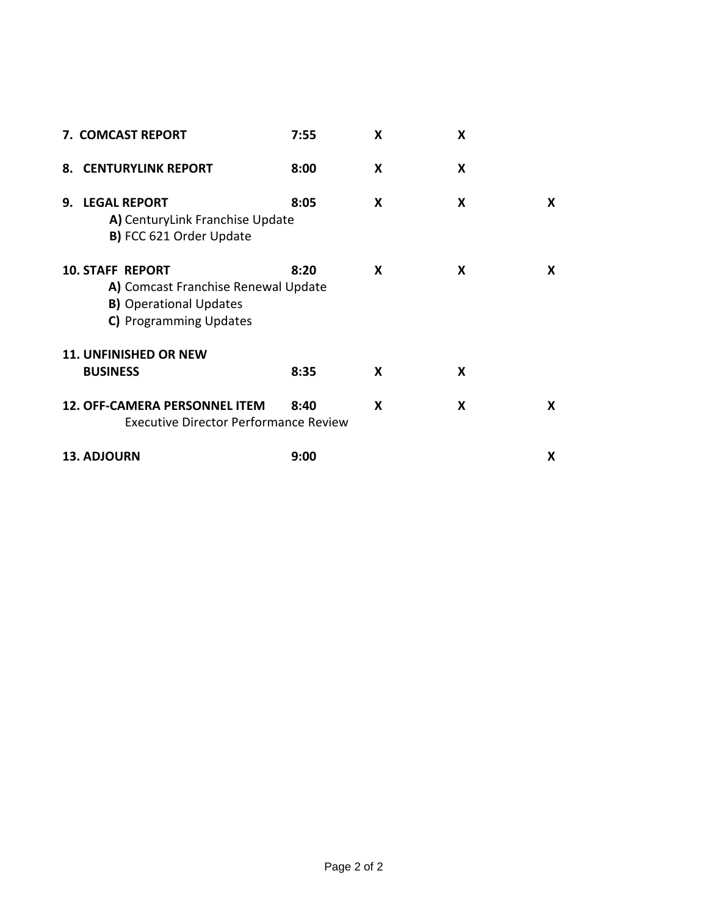| | | | | |
|---|---|---|---|---|
| **7. COMCAST REPORT** | **7:55** | **X** | **X** | |
| **8. CENTURYLINK REPORT** | **8:00** | **X** | **X** | |
| **9. LEGAL REPORT**<br>**A)** CenturyLink Franchise Update<br>**B)** FCC 621 Order Update | **8:05** | **X** | **X** | **X** |
| **10. STAFF REPORT**<br>**A)** Comcast Franchise Renewal Update<br>**B)** Operational Updates<br>**C)** Programming Updates | **8:20** | **X** | **X** | **X** |
| **11. UNFINISHED OR NEW BUSINESS** | **8:35** | **X** | **X** | |
| **12. OFF-CAMERA PERSONNEL ITEM**<br>Executive Director Performance Review | **8:40** | **X** | **X** | **X** |
| **13. ADJOURN** | **9:00** | | | **X** |